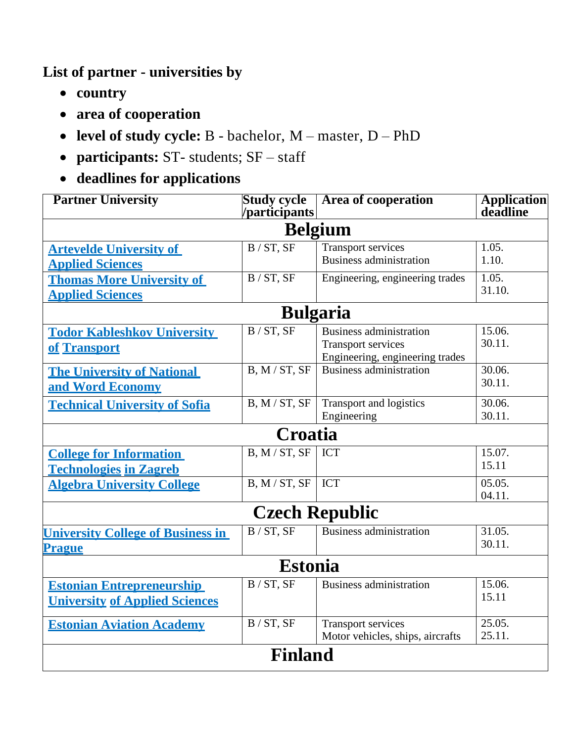**List of partner - universities by**

- **country**
- **area of cooperation**
- **level of study cycle:** B - bachelor, M – master, D – PhD
- **participants:** ST- students; SF – staff
- **deadlines for applications**

| Partner University | Study cycle /participants | Area of cooperation | Application deadline |
|---|---|---|---|
| **Belgium** | | | |
| **Artevelde University of Applied Sciences** | B / ST, SF | Transport services<br>Business administration | 1.05.<br>1.10. |
| **Thomas More University of Applied Sciences** | B / ST, SF | Engineering, engineering trades | 1.05.<br>31.10. |
| **Bulgaria** | | | |
| **Todor Kableshkov University of Transport** | B / ST, SF | Business administration<br>Transport services<br>Engineering, engineering trades | 15.06.<br>30.11. |
| **The University of National and Word Economy** | B, M / ST, SF | Business administration | 30.06.<br>30.11. |
| **Technical University of Sofia** | B, M / ST, SF | Transport and logistics<br>Engineering | 30.06.<br>30.11. |
| **Croatia** | | | |
| **College for Information Technologies in Zagreb** | B, M / ST, SF | ICT | 15.07.<br>15.11 |
| **Algebra University College** | B, M / ST, SF | ICT | 05.05.<br>04.11. |
| **Czech Republic** | | | |
| **University College of Business in Prague** | B / ST, SF | Business administration | 31.05.<br>30.11. |
| **Estonia** | | | |
| **Estonian Entrepreneurship University of Applied Sciences** | B / ST, SF | Business administration | 15.06.<br>15.11 |
| **Estonian Aviation Academy** | B / ST, SF | Transport services<br>Motor vehicles, ships, aircrafts | 25.05.<br>25.11. |
| **Finland** | | | |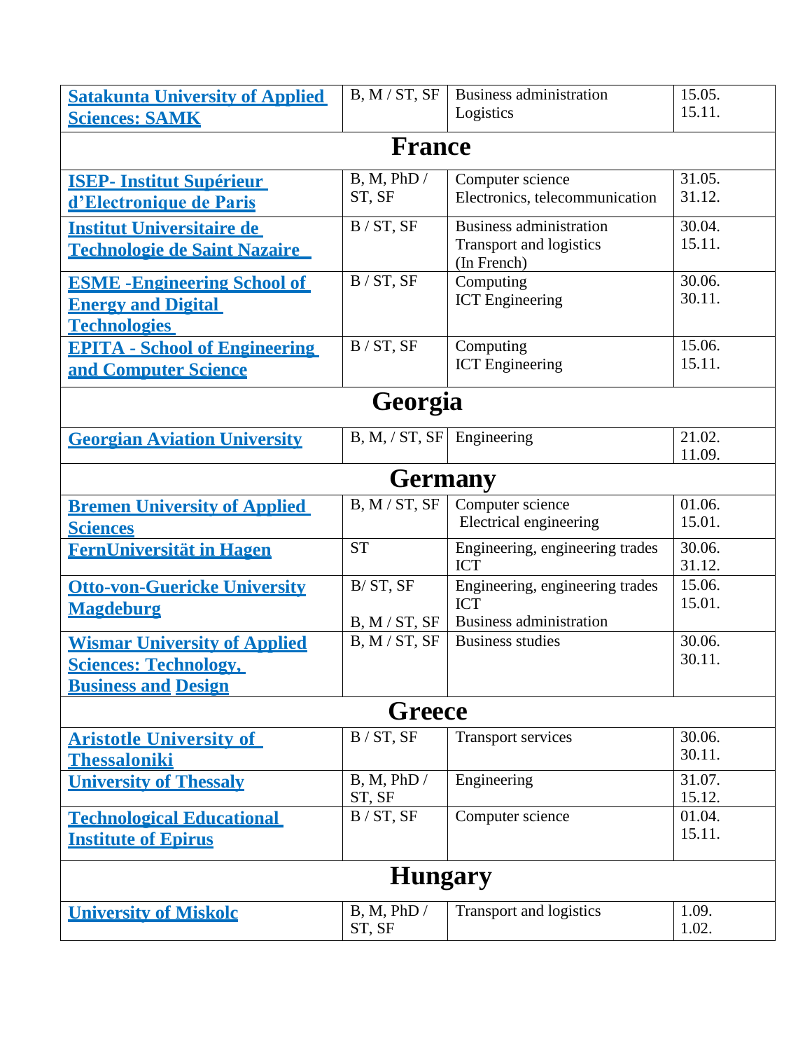| | | | |
|---|---|---|---|
| **Satakunta University of Applied Sciences: SAMK** | B, M / ST, SF | Business administration<br>Logistics | 15.05.<br>15.11. |
| **France** | | | |
| **ISEP- Institut Supérieur d'Electronique de Paris** | B, M, PhD / ST, SF | Computer science<br>Electronics, telecommunication | 31.05.<br>31.12. |
| **Institut Universitaire de Technologie de Saint Nazaire** | B / ST, SF | Business administration<br>Transport and logistics<br>(In French) | 30.04.<br>15.11. |
| **ESME -Engineering School of Energy and Digital Technologies** | B / ST, SF | Computing<br>ICT Engineering | 30.06.<br>30.11. |
| **EPITA - School of Engineering and Computer Science** | B / ST, SF | Computing<br>ICT Engineering | 15.06.<br>15.11. |
| **Georgia** | | | |
| **Georgian Aviation University** | B, M, / ST, SF | Engineering | 21.02.<br>11.09. |
| **Germany** | | | |
| **Bremen University of Applied Sciences** | B, M / ST, SF | Computer science<br>Electrical engineering | 01.06.<br>15.01. |
| **FernUniversität in Hagen** | ST | Engineering, engineering trades<br>ICT | 30.06.<br>31.12. |
| **Otto-von-Guericke University Magdeburg** | B/ ST, SF<br><br>B, M / ST, SF | Engineering, engineering trades<br>ICT<br>Business administration | 15.06.<br>15.01. |
| **Wismar University of Applied Sciences: Technology, Business and Design** | B, M / ST, SF | Business studies | 30.06.<br>30.11. |
| **Greece** | | | |
| **Aristotle University of Thessaloniki** | B / ST, SF | Transport services | 30.06.<br>30.11. |
| **University of Thessaly** | B, M, PhD / ST, SF | Engineering | 31.07.<br>15.12. |
| **Technological Educational Institute of Epirus** | B / ST, SF | Computer science | 01.04.<br>15.11. |
| **Hungary** | | | |
| **University of Miskolc** | B, M, PhD / ST, SF | Transport and logistics | 1.09.<br>1.02. |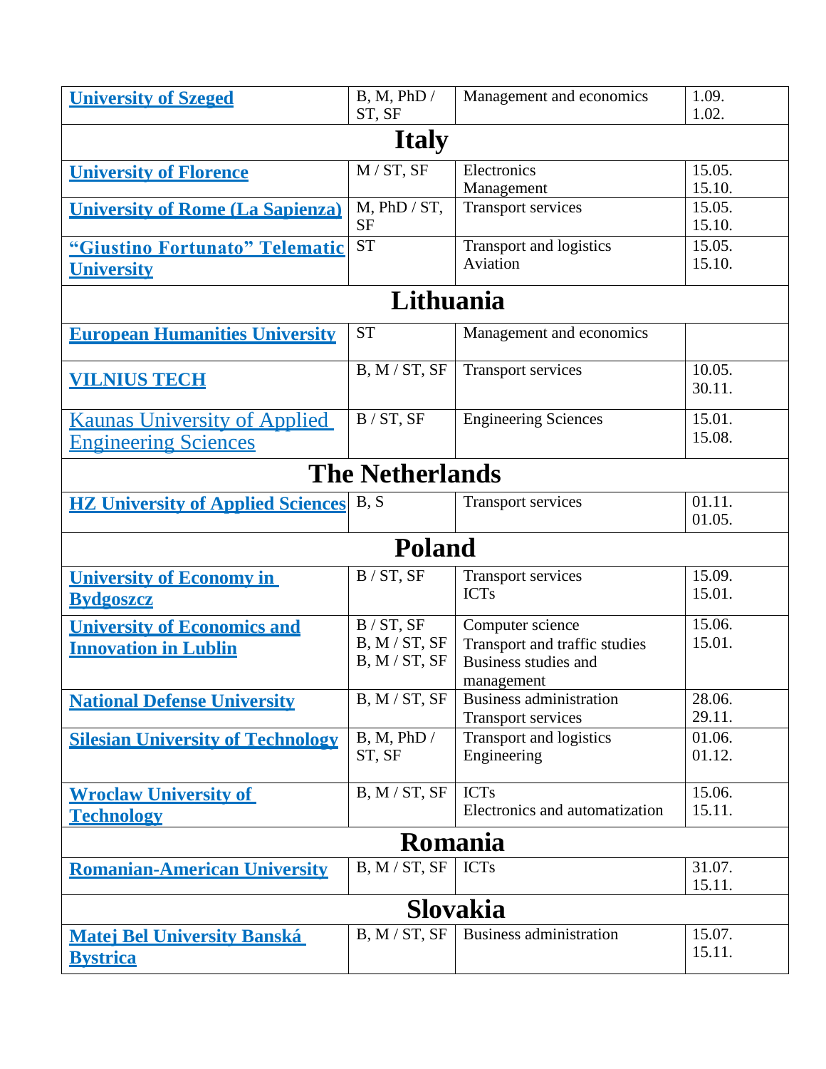| | | | |
|---|---|---|---|
| **University of Szeged** | B, M, PhD / ST, SF | Management and economics | 1.09.<br>1.02. |
| **Italy** | | | |
| **University of Florence** | M / ST, SF | Electronics<br>Management | 15.05.<br>15.10. |
| **University of Rome (La Sapienza)** | M, PhD / ST, SF | Transport services | 15.05.<br>15.10. |
| **"Giustino Fortunato" Telematic University** | ST | Transport and logistics<br>Aviation | 15.05.<br>15.10. |
| **Lithuania** | | | |
| **European Humanities University** | ST | Management and economics | |
| **VILNIUS TECH** | B, M / ST, SF | Transport services | 10.05.<br>30.11. |
| Kaunas University of Applied Engineering Sciences | B / ST, SF | Engineering Sciences | 15.01.<br>15.08. |
| **The Netherlands** | | | |
| **HZ University of Applied Sciences** | B, S | Transport services | 01.11.<br>01.05. |
| **Poland** | | | |
| **University of Economy in Bydgoszcz** | B / ST, SF | Transport services<br>ICTs | 15.09.<br>15.01. |
| **University of Economics and Innovation in Lublin** | B / ST, SF<br>B, M / ST, SF<br>B, M / ST, SF | Computer science<br>Transport and traffic studies<br>Business studies and management | 15.06.<br>15.01. |
| **National Defense University** | B, M / ST, SF | Business administration<br>Transport services | 28.06.<br>29.11. |
| **Silesian University of Technology** | B, M, PhD / ST, SF | Transport and logistics<br>Engineering | 01.06.<br>01.12. |
| **Wroclaw University of Technology** | B, M / ST, SF | ICTs<br>Electronics and automatization | 15.06.<br>15.11. |
| **Romania** | | | |
| **Romanian-American University** | B, M / ST, SF | ICTs | 31.07.<br>15.11. |
| **Slovakia** | | | |
| **Matej Bel University Banská Bystrica** | B, M / ST, SF | Business administration | 15.07.<br>15.11. |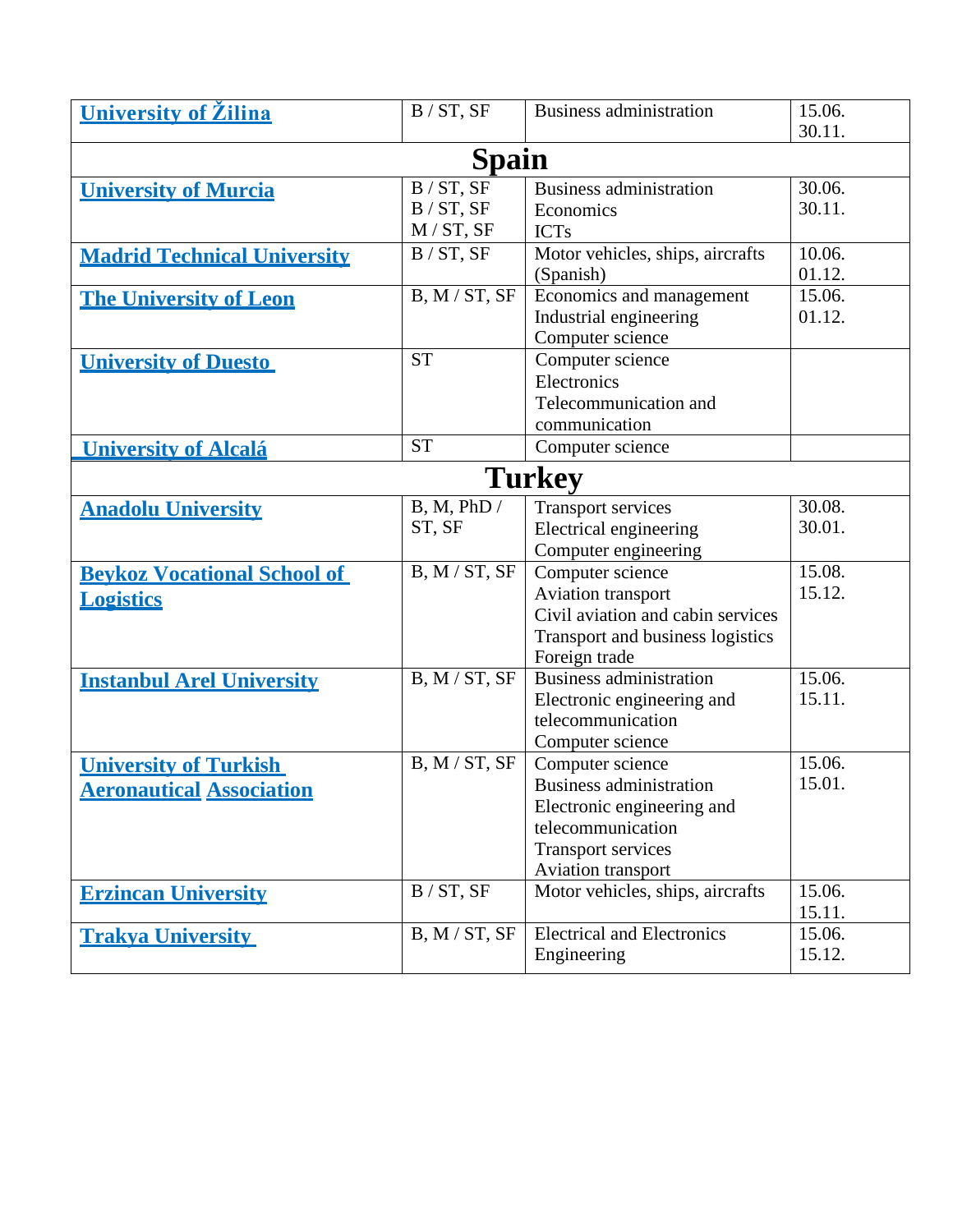| | | | |
|---|---|---|---|
| **University of Žilina** | B / ST, SF | Business administration | 15.06.<br>30.11. |
| **Spain** | | | |
| **University of Murcia** | B / ST, SF<br>B / ST, SF<br>M / ST, SF | Business administration<br>Economics<br>ICTs | 30.06.<br>30.11. |
| **Madrid Technical University** | B / ST, SF | Motor vehicles, ships, aircrafts (Spanish) | 10.06.<br>01.12. |
| **The University of Leon** | B, M / ST, SF | Economics and management<br>Industrial engineering<br>Computer science | 15.06.<br>01.12. |
| **University of Duesto** | ST | Computer science<br>Electronics<br>Telecommunication and communication | |
| **University of Alcalá** | ST | Computer science | |
| **Turkey** | | | |
| **Anadolu University** | B, M, PhD / ST, SF | Transport services<br>Electrical engineering<br>Computer engineering | 30.08.<br>30.01. |
| **Beykoz Vocational School of Logistics** | B, M / ST, SF | Computer science<br>Aviation transport<br>Civil aviation and cabin services<br>Transport and business logistics<br>Foreign trade | 15.08.<br>15.12. |
| **Instanbul Arel University** | B, M / ST, SF | Business administration<br>Electronic engineering and telecommunication<br>Computer science | 15.06.<br>15.11. |
| **University of Turkish Aeronautical Association** | B, M / ST, SF | Computer science<br>Business administration<br>Electronic engineering and telecommunication<br>Transport services<br>Aviation transport | 15.06.<br>15.01. |
| **Erzincan University** | B / ST, SF | Motor vehicles, ships, aircrafts | 15.06.<br>15.11. |
| **Trakya University** | B, M / ST, SF | Electrical and Electronics Engineering | 15.06.<br>15.12. |